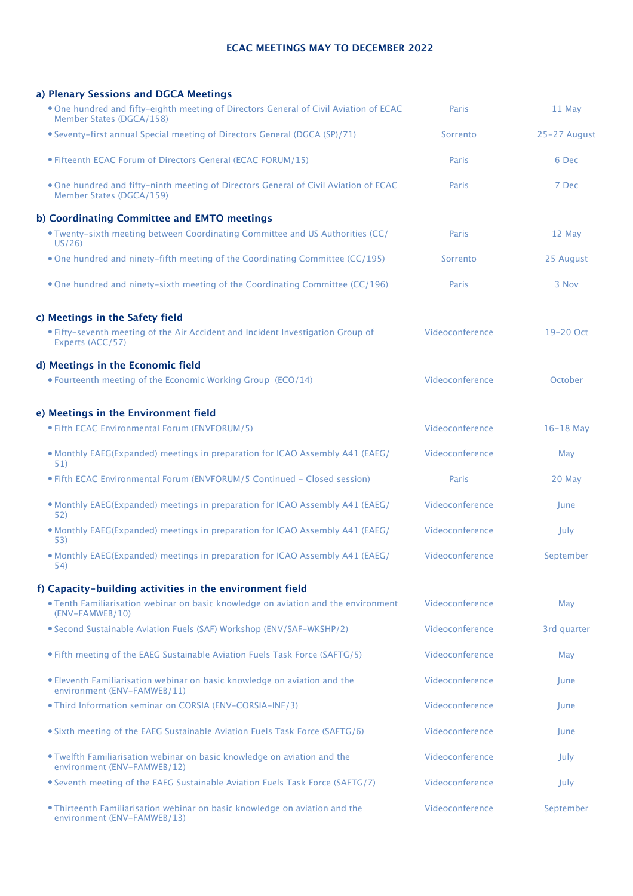# ECAC MEETINGS MAY TO DECEMBER 2022

## a) Plenary Sessions and DGCA Meetings

| Meeting | Location | Date |
| --- | --- | --- |
| • One hundred and fifty-eighth meeting of Directors General of Civil Aviation of ECAC Member States (DGCA/158) | Paris | 11 May |
| • Seventy-first annual Special meeting of Directors General (DGCA (SP)/71) | Sorrento | 25-27 August |
| • Fifteenth ECAC Forum of Directors General (ECAC FORUM/15) | Paris | 6 Dec |
| • One hundred and fifty-ninth meeting of Directors General of Civil Aviation of ECAC Member States (DGCA/159) | Paris | 7 Dec |

## b) Coordinating Committee and EMTO meetings

| Meeting | Location | Date |
| --- | --- | --- |
| • Twenty-sixth meeting between Coordinating Committee and US Authorities (CC/US/26) | Paris | 12 May |
| • One hundred and ninety-fifth meeting of the Coordinating Committee (CC/195) | Sorrento | 25 August |
| • One hundred and ninety-sixth meeting of the Coordinating Committee (CC/196) | Paris | 3 Nov |

## c) Meetings in the Safety field

| Meeting | Location | Date |
| --- | --- | --- |
| • Fifty-seventh meeting of the Air Accident and Incident Investigation Group of Experts (ACC/57) | Videoconference | 19-20 Oct |

## d) Meetings in the Economic field

| Meeting | Location | Date |
| --- | --- | --- |
| • Fourteenth meeting of the Economic Working Group (ECO/14) | Videoconference | October |

## e) Meetings in the Environment field

| Meeting | Location | Date |
| --- | --- | --- |
| • Fifth ECAC Environmental Forum (ENVFORUM/5) | Videoconference | 16-18 May |
| • Monthly EAEG(Expanded) meetings in preparation for ICAO Assembly A41 (EAEG/51) | Videoconference | May |
| • Fifth ECAC Environmental Forum (ENVFORUM/5 Continued - Closed session) | Paris | 20 May |
| • Monthly EAEG(Expanded) meetings in preparation for ICAO Assembly A41 (EAEG/52) | Videoconference | June |
| • Monthly EAEG(Expanded) meetings in preparation for ICAO Assembly A41 (EAEG/53) | Videoconference | July |
| • Monthly EAEG(Expanded) meetings in preparation for ICAO Assembly A41 (EAEG/54) | Videoconference | September |

## f) Capacity-building activities in the environment field

| Meeting | Location | Date |
| --- | --- | --- |
| • Tenth Familiarisation webinar on basic knowledge on aviation and the environment (ENV-FAMWEB/10) | Videoconference | May |
| • Second Sustainable Aviation Fuels (SAF) Workshop (ENV/SAF-WKSHP/2) | Videoconference | 3rd quarter |
| • Fifth meeting of the EAEG Sustainable Aviation Fuels Task Force (SAFTG/5) | Videoconference | May |
| • Eleventh Familiarisation webinar on basic knowledge on aviation and the environment (ENV-FAMWEB/11) | Videoconference | June |
| • Third Information seminar on CORSIA (ENV-CORSIA-INF/3) | Videoconference | June |
| • Sixth meeting of the EAEG Sustainable Aviation Fuels Task Force (SAFTG/6) | Videoconference | June |
| • Twelfth Familiarisation webinar on basic knowledge on aviation and the environment (ENV-FAMWEB/12) | Videoconference | July |
| • Seventh meeting of the EAEG Sustainable Aviation Fuels Task Force (SAFTG/7) | Videoconference | July |
| • Thirteenth Familiarisation webinar on basic knowledge on aviation and the environment (ENV-FAMWEB/13) | Videoconference | September |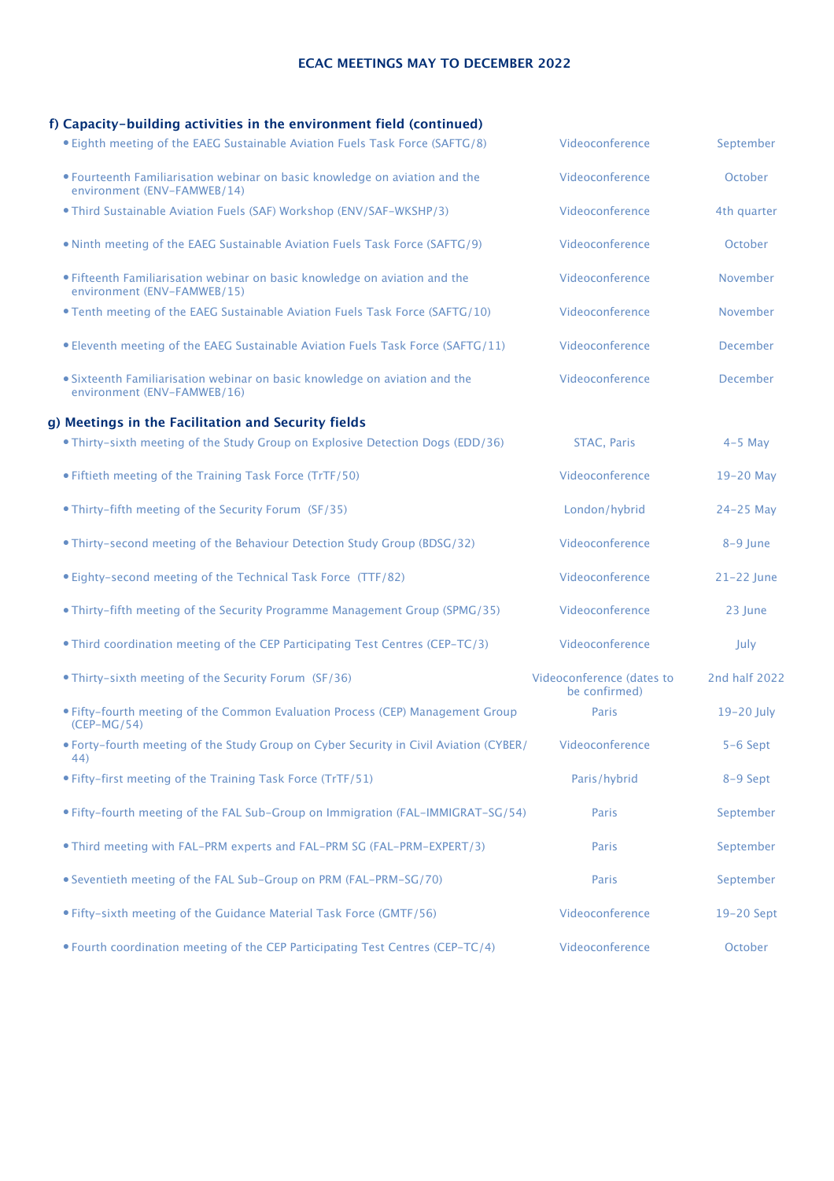# ECAC MEETINGS MAY TO DECEMBER 2022

## f) Capacity-building activities in the environment field (continued)

| Meeting | Venue | Date |
|---|---|---|
| • Eighth meeting of the EAEG Sustainable Aviation Fuels Task Force (SAFTG/8) | Videoconference | September |
| • Fourteenth Familiarisation webinar on basic knowledge on aviation and the environment (ENV-FAMWEB/14) | Videoconference | October |
| • Third Sustainable Aviation Fuels (SAF) Workshop (ENV/SAF-WKSHP/3) | Videoconference | 4th quarter |
| • Ninth meeting of the EAEG Sustainable Aviation Fuels Task Force (SAFTG/9) | Videoconference | October |
| • Fifteenth Familiarisation webinar on basic knowledge on aviation and the environment (ENV-FAMWEB/15) | Videoconference | November |
| • Tenth meeting of the EAEG Sustainable Aviation Fuels Task Force (SAFTG/10) | Videoconference | November |
| • Eleventh meeting of the EAEG Sustainable Aviation Fuels Task Force (SAFTG/11) | Videoconference | December |
| • Sixteenth Familiarisation webinar on basic knowledge on aviation and the environment (ENV-FAMWEB/16) | Videoconference | December |

## g) Meetings in the Facilitation and Security fields

| Meeting | Venue | Date |
|---|---|---|
| • Thirty-sixth meeting of the Study Group on Explosive Detection Dogs (EDD/36) | STAC, Paris | 4-5 May |
| • Fiftieth meeting of the Training Task Force (TrTF/50) | Videoconference | 19-20 May |
| • Thirty-fifth meeting of the Security Forum (SF/35) | London/hybrid | 24-25 May |
| • Thirty-second meeting of the Behaviour Detection Study Group (BDSG/32) | Videoconference | 8-9 June |
| • Eighty-second meeting of the Technical Task Force (TTF/82) | Videoconference | 21-22 June |
| • Thirty-fifth meeting of the Security Programme Management Group (SPMG/35) | Videoconference | 23 June |
| • Third coordination meeting of the CEP Participating Test Centres (CEP-TC/3) | Videoconference | July |
| • Thirty-sixth meeting of the Security Forum (SF/36) | Videoconference (dates to be confirmed) | 2nd half 2022 |
| • Fifty-fourth meeting of the Common Evaluation Process (CEP) Management Group (CEP-MG/54) | Paris | 19-20 July |
| • Forty-fourth meeting of the Study Group on Cyber Security in Civil Aviation (CYBER/44) | Videoconference | 5-6 Sept |
| • Fifty-first meeting of the Training Task Force (TrTF/51) | Paris/hybrid | 8-9 Sept |
| • Fifty-fourth meeting of the FAL Sub-Group on Immigration (FAL-IMMIGRAT-SG/54) | Paris | September |
| • Third meeting with FAL-PRM experts and FAL-PRM SG (FAL-PRM-EXPERT/3) | Paris | September |
| • Seventieth meeting of the FAL Sub-Group on PRM (FAL-PRM-SG/70) | Paris | September |
| • Fifty-sixth meeting of the Guidance Material Task Force (GMTF/56) | Videoconference | 19-20 Sept |
| • Fourth coordination meeting of the CEP Participating Test Centres (CEP-TC/4) | Videoconference | October |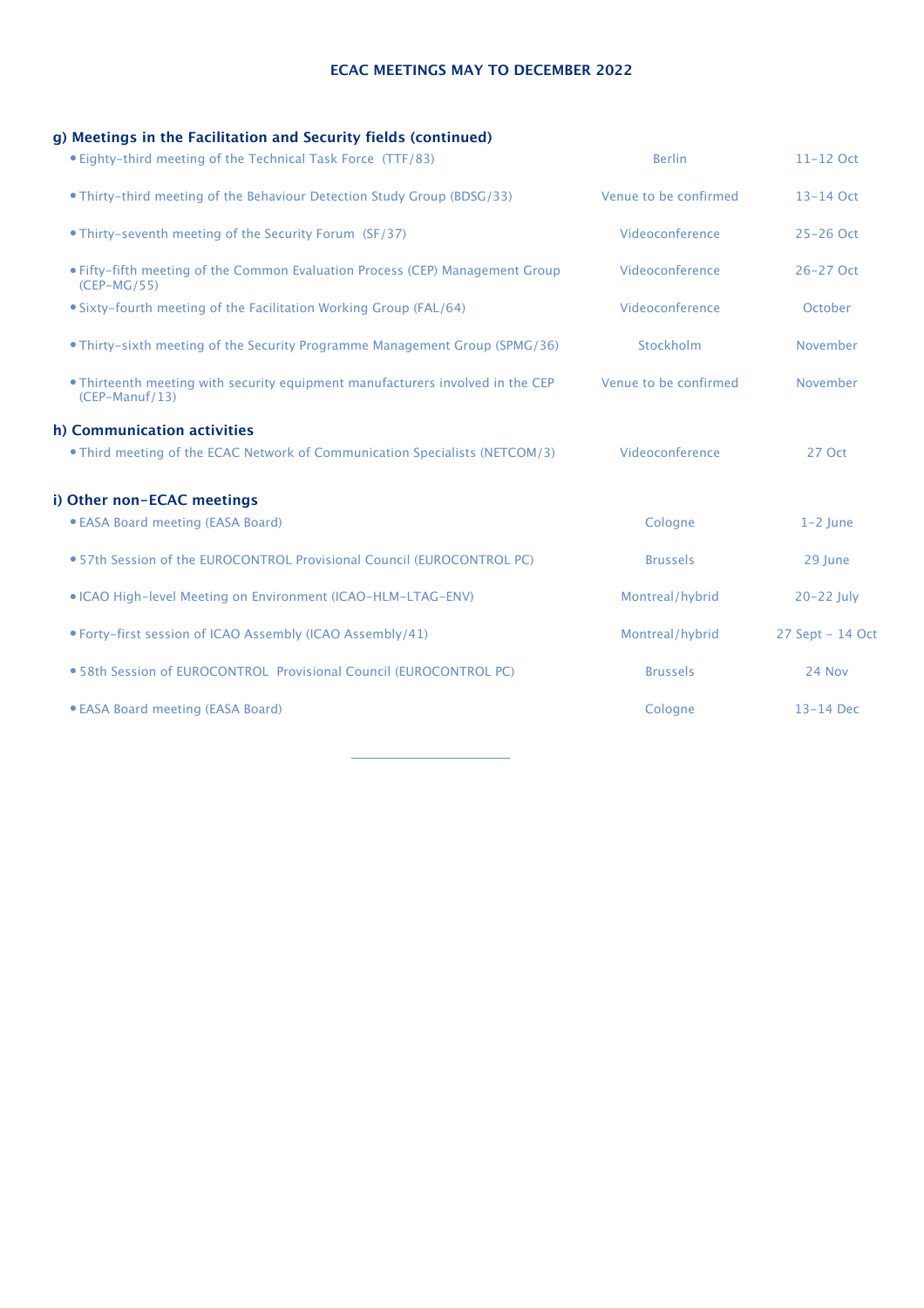# ECAC MEETINGS MAY TO DECEMBER 2022

## g) Meetings in the Facilitation and Security fields (continued)

| | | |
|---|---|---|
| • Eighty-third meeting of the Technical Task Force (TTF/83) | Berlin | 11-12 Oct |
| • Thirty-third meeting of the Behaviour Detection Study Group (BDSG/33) | Venue to be confirmed | 13-14 Oct |
| • Thirty-seventh meeting of the Security Forum (SF/37) | Videoconference | 25-26 Oct |
| • Fifty-fifth meeting of the Common Evaluation Process (CEP) Management Group (CEP-MG/55) | Videoconference | 26-27 Oct |
| • Sixty-fourth meeting of the Facilitation Working Group (FAL/64) | Videoconference | October |
| • Thirty-sixth meeting of the Security Programme Management Group (SPMG/36) | Stockholm | November |
| • Thirteenth meeting with security equipment manufacturers involved in the CEP (CEP-Manuf/13) | Venue to be confirmed | November |

## h) Communication activities

| | | |
|---|---|---|
| • Third meeting of the ECAC Network of Communication Specialists (NETCOM/3) | Videoconference | 27 Oct |

## i) Other non-ECAC meetings

| | | |
|---|---|---|
| • EASA Board meeting (EASA Board) | Cologne | 1-2 June |
| • 57th Session of the EUROCONTROL Provisional Council (EUROCONTROL PC) | Brussels | 29 June |
| • ICAO High-level Meeting on Environment (ICAO-HLM-LTAG-ENV) | Montreal/hybrid | 20-22 July |
| • Forty-first session of ICAO Assembly (ICAO Assembly/41) | Montreal/hybrid | 27 Sept - 14 Oct |
| • 58th Session of EUROCONTROL Provisional Council (EUROCONTROL PC) | Brussels | 24 Nov |
| • EASA Board meeting (EASA Board) | Cologne | 13-14 Dec |